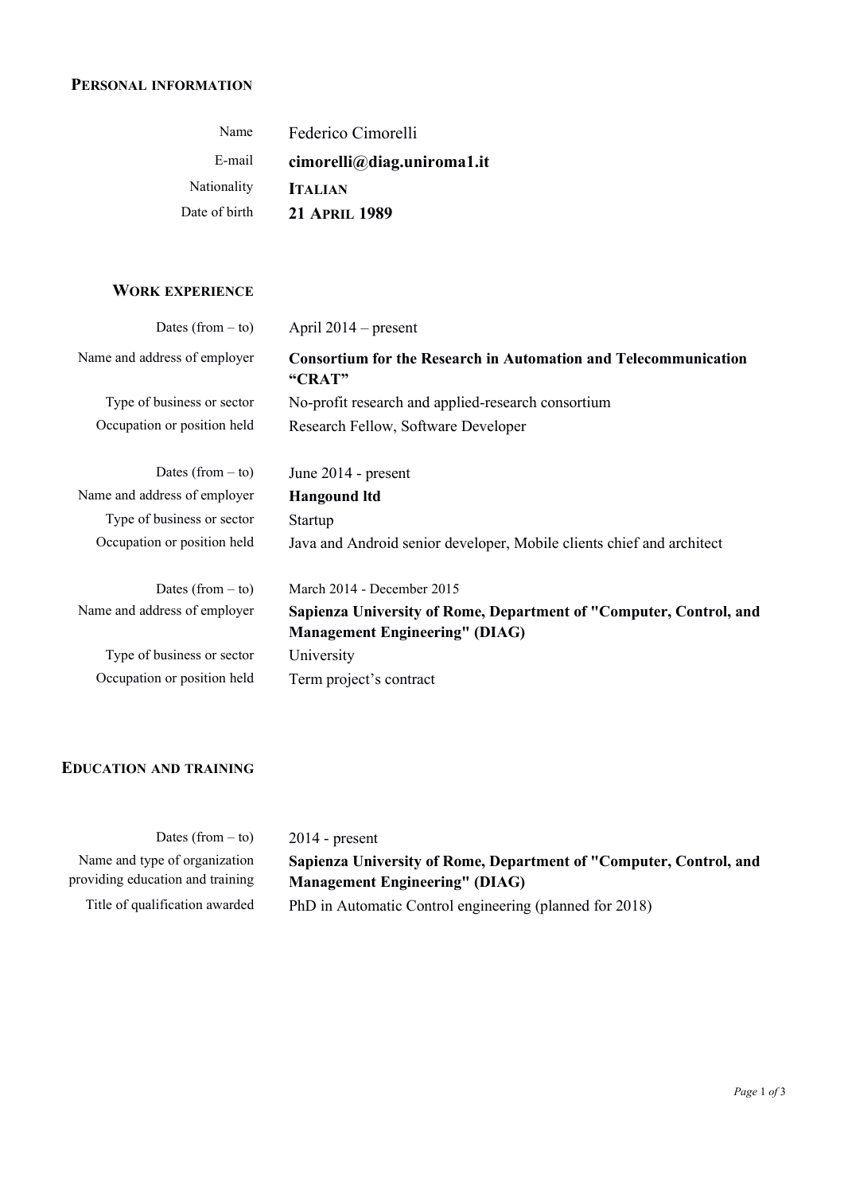## Personal information

| | |
|---|---|
| Name | Federico Cimorelli |
| E-mail | **cimorelli@diag.uniroma1.it** |
| Nationality | **Italian** |
| Date of birth | **21 April 1989** |

## Work experience

| | |
|---|---|
| Dates (from – to) | April 2014 – present |
| Name and address of employer | **Consortium for the Research in Automation and Telecommunication "CRAT"** |
| Type of business or sector | No-profit research and applied-research consortium |
| Occupation or position held | Research Fellow, Software Developer |

| | |
|---|---|
| Dates (from – to) | June 2014 - present |
| Name and address of employer | **Hangound ltd** |
| Type of business or sector | Startup |
| Occupation or position held | Java and Android senior developer, Mobile clients chief and architect |

| | |
|---|---|
| Dates (from – to) | March 2014 - December 2015 |
| Name and address of employer | **Sapienza University of Rome, Department of "Computer, Control, and Management Engineering" (DIAG)** |
| Type of business or sector | University |
| Occupation or position held | Term project's contract |

## Education and training

| | |
|---|---|
| Dates (from – to) | 2014 - present |
| Name and type of organization providing education and training | **Sapienza University of Rome, Department of "Computer, Control, and Management Engineering" (DIAG)** |
| Title of qualification awarded | PhD in Automatic Control engineering (planned for 2018) |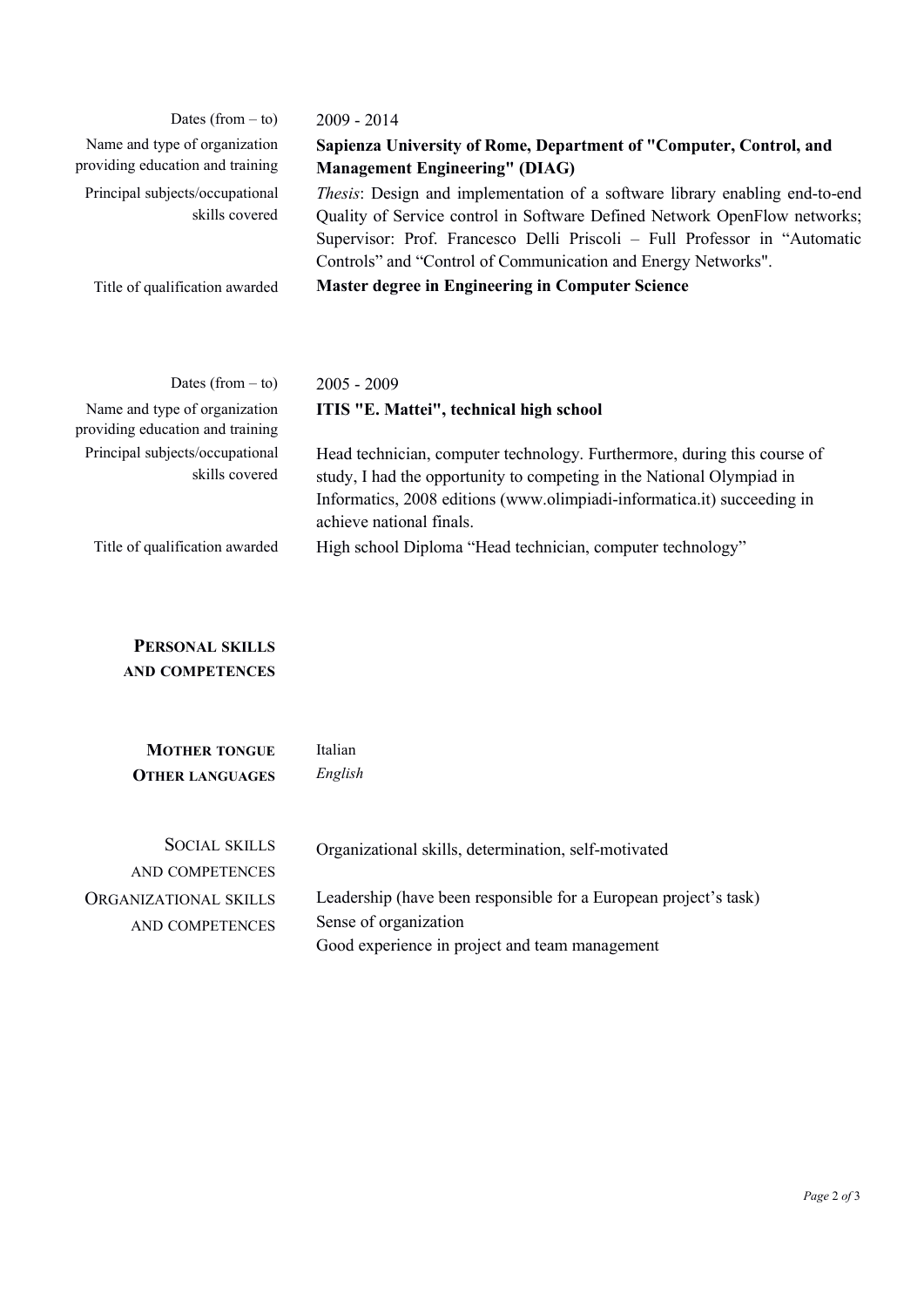| | |
|---|---|
| Dates (from – to) | 2009 - 2014 |
| Name and type of organization providing education and training | **Sapienza University of Rome, Department of "Computer, Control, and Management Engineering" (DIAG)** |
| Principal subjects/occupational skills covered | *Thesis*: Design and implementation of a software library enabling end-to-end Quality of Service control in Software Defined Network OpenFlow networks; Supervisor: Prof. Francesco Delli Priscoli – Full Professor in "Automatic Controls" and "Control of Communication and Energy Networks". |
| Title of qualification awarded | **Master degree in Engineering in Computer Science** |

| | |
|---|---|
| Dates (from – to) | 2005 - 2009 |
| Name and type of organization providing education and training | **ITIS "E. Mattei", technical high school** |
| Principal subjects/occupational skills covered | Head technician, computer technology. Furthermore, during this course of study, I had the opportunity to competing in the National Olympiad in Informatics, 2008 editions (www.olimpiadi-informatica.it) succeeding in achieve national finals. |
| Title of qualification awarded | High school Diploma "Head technician, computer technology" |

## Personal skills and competences

| | |
|---|---|
| **Mother tongue** | Italian |
| **Other languages** | *English* |

| | |
|---|---|
| Social skills and competences | Organizational skills, determination, self-motivated |
| Organizational skills and competences | Leadership (have been responsible for a European project's task)<br>Sense of organization<br>Good experience in project and team management |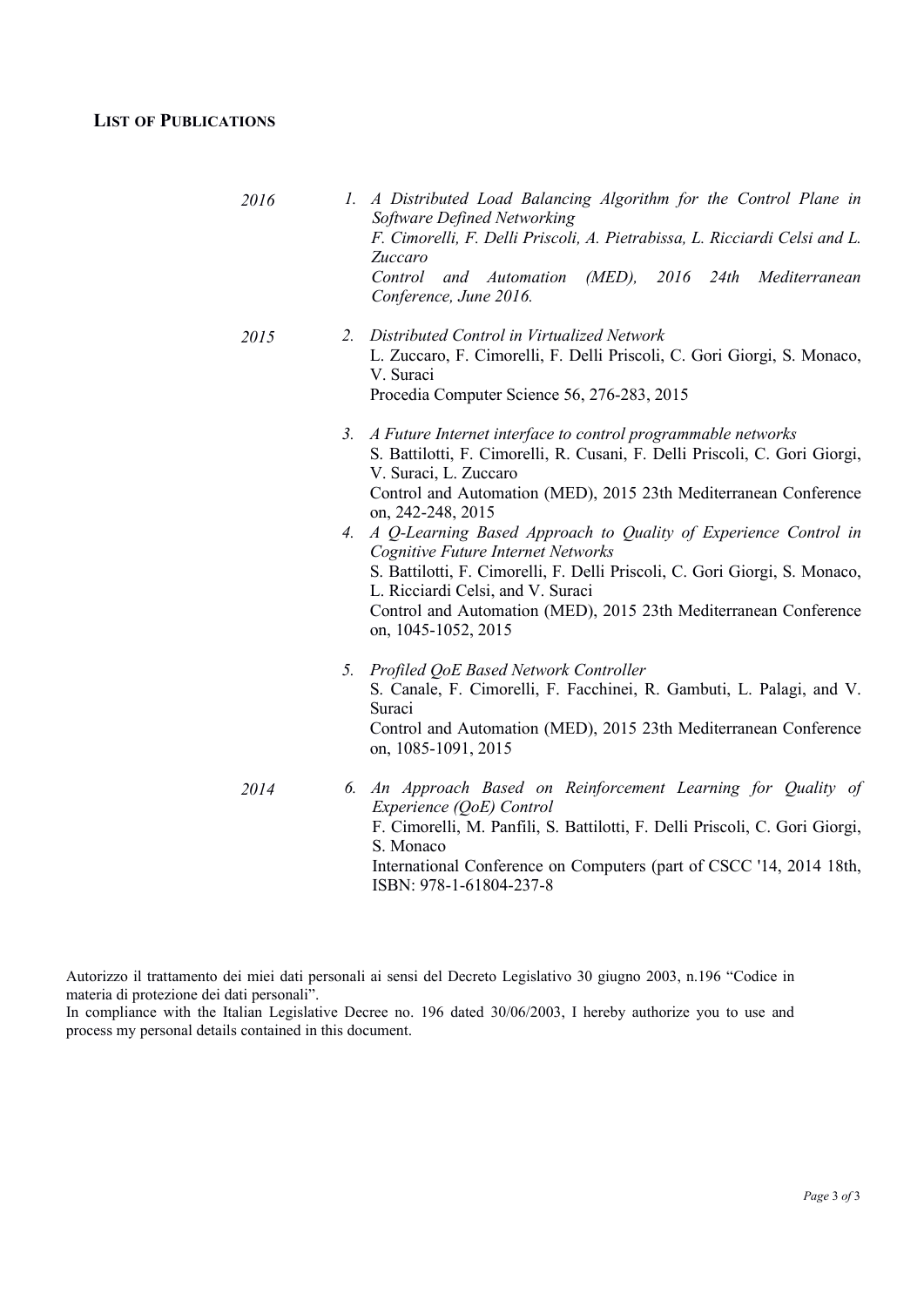## LIST OF PUBLICATIONS

**2016**

1. *A Distributed Load Balancing Algorithm for the Control Plane in Software Defined Networking*
   *F. Cimorelli, F. Delli Priscoli, A. Pietrabissa, L. Ricciardi Celsi and L. Zuccaro*
   *Control and Automation (MED), 2016 24th Mediterranean Conference, June 2016.*

**2015**

2. *Distributed Control in Virtualized Network*
   L. Zuccaro, F. Cimorelli, F. Delli Priscoli, C. Gori Giorgi, S. Monaco, V. Suraci
   Procedia Computer Science 56, 276-283, 2015

3. *A Future Internet interface to control programmable networks*
   S. Battilotti, F. Cimorelli, R. Cusani, F. Delli Priscoli, C. Gori Giorgi, V. Suraci, L. Zuccaro
   Control and Automation (MED), 2015 23th Mediterranean Conference on, 242-248, 2015

4. *A Q-Learning Based Approach to Quality of Experience Control in Cognitive Future Internet Networks*
   S. Battilotti, F. Cimorelli, F. Delli Priscoli, C. Gori Giorgi, S. Monaco, L. Ricciardi Celsi, and V. Suraci
   Control and Automation (MED), 2015 23th Mediterranean Conference on, 1045-1052, 2015

5. *Profiled QoE Based Network Controller*
   S. Canale, F. Cimorelli, F. Facchinei, R. Gambuti, L. Palagi, and V. Suraci
   Control and Automation (MED), 2015 23th Mediterranean Conference on, 1085-1091, 2015

**2014**

6. *An Approach Based on Reinforcement Learning for Quality of Experience (QoE) Control*
   F. Cimorelli, M. Panfili, S. Battilotti, F. Delli Priscoli, C. Gori Giorgi, S. Monaco
   International Conference on Computers (part of CSCC '14, 2014 18th, ISBN: 978-1-61804-237-8

Autorizzo il trattamento dei miei dati personali ai sensi del Decreto Legislativo 30 giugno 2003, n.196 "Codice in materia di protezione dei dati personali".
In compliance with the Italian Legislative Decree no. 196 dated 30/06/2003, I hereby authorize you to use and process my personal details contained in this document.